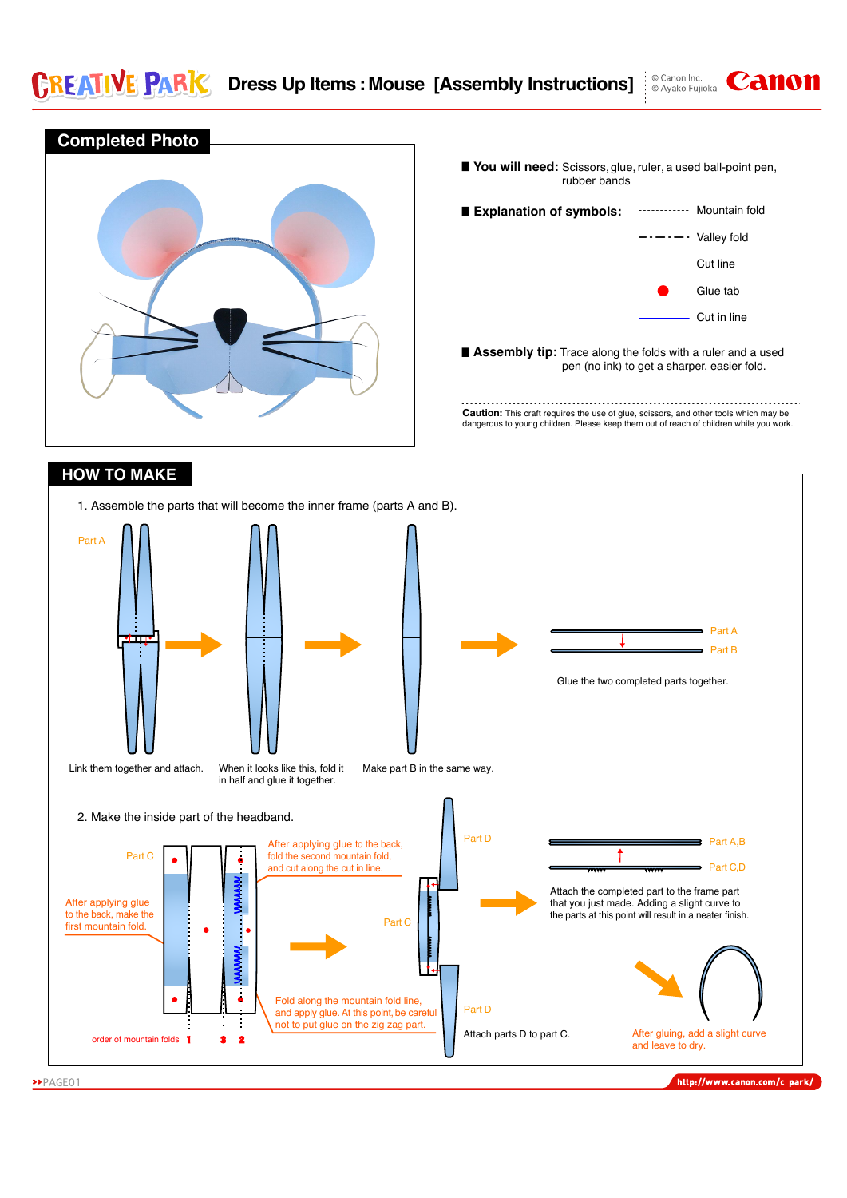# Dress Up Items : Mouse [Assembly Instructions]

© Canon Inc.
© Ayako Fujioka

## Completed Photo

**You will need:** Scissors, glue, ruler, a used ball-point pen, rubber bands

**Explanation of symbols:**

- Mountain fold
- Valley fold
- Cut line
- Glue tab
- Cut in line

**Assembly tip:** Trace along the folds with a ruler and a used pen (no ink) to get a sharper, easier fold.

**Caution:** This craft requires the use of glue, scissors, and other tools which may be dangerous to young children. Please keep them out of reach of children while you work.

## HOW TO MAKE

1. Assemble the parts that will become the inner frame (parts A and B).

Part A

Link them together and attach.

When it looks like this, fold it in half and glue it together.

Make part B in the same way.

Part A
Part B

Glue the two completed parts together.

2. Make the inside part of the headband.

Part C

After applying glue to the back, make the first mountain fold.

After applying glue to the back, fold the second mountain fold, and cut along the cut in line.

Fold along the mountain fold line, and apply glue. At this point, be careful not to put glue on the zig zag part.

order of mountain folds 1 3 2

Part D
Part C
Part D

Attach parts D to part C.

Part A,B
Part C,D

Attach the completed part to the frame part that you just made. Adding a slight curve to the parts at this point will result in a neater finish.

After gluing, add a slight curve and leave to dry.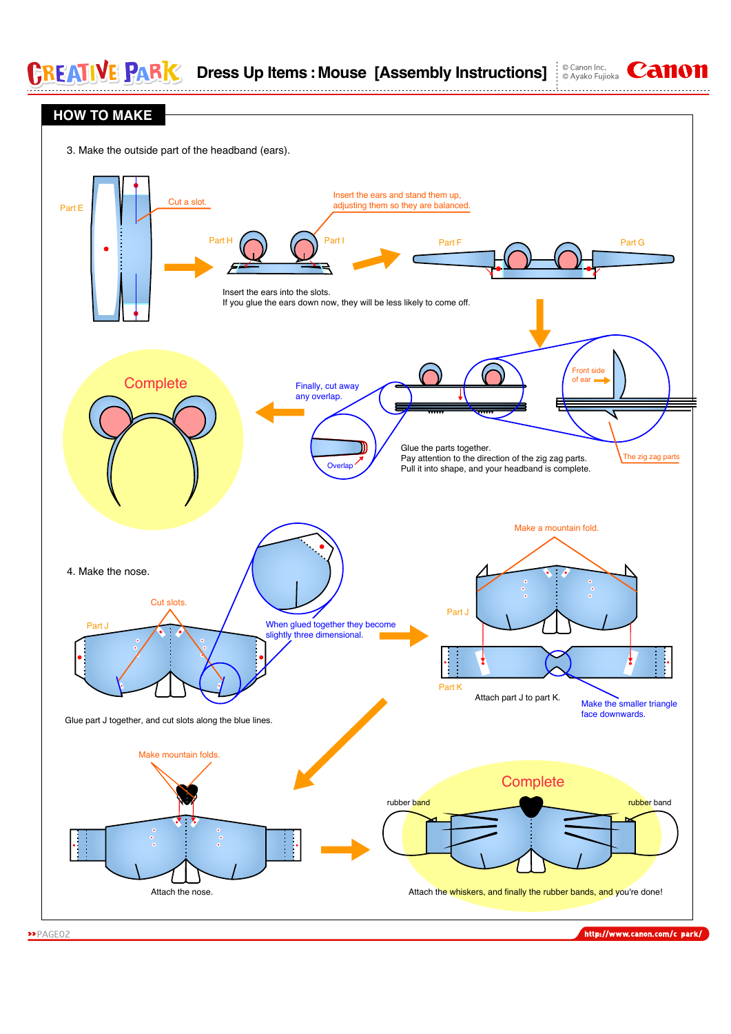# Dress Up Items : Mouse [Assembly Instructions]

© Canon Inc.
© Ayako Fujioka

## HOW TO MAKE

3. Make the outside part of the headband (ears).

Part E

Cut a slot.

Part H

Part I

Insert the ears and stand them up, adjusting them so they are balanced.

Insert the ears into the slots.
If you glue the ears down now, they will be less likely to come off.

Part F

Part G

Front side of ear

The zig zag parts

Glue the parts together.
Pay attention to the direction of the zig zag parts.
Pull it into shape, and your headband is complete.

Finally, cut away any overlap.

Overlap

Complete

4. Make the nose.

Part J

Cut slots.

When glued together they become slightly three dimensional.

Glue part J together, and cut slots along the blue lines.

Make a mountain fold.

Part J

Part K

Attach part J to part K.

Make the smaller triangle face downwards.

Make mountain folds.

Attach the nose.

Complete

rubber band

rubber band

Attach the whiskers, and finally the rubber bands, and you're done!